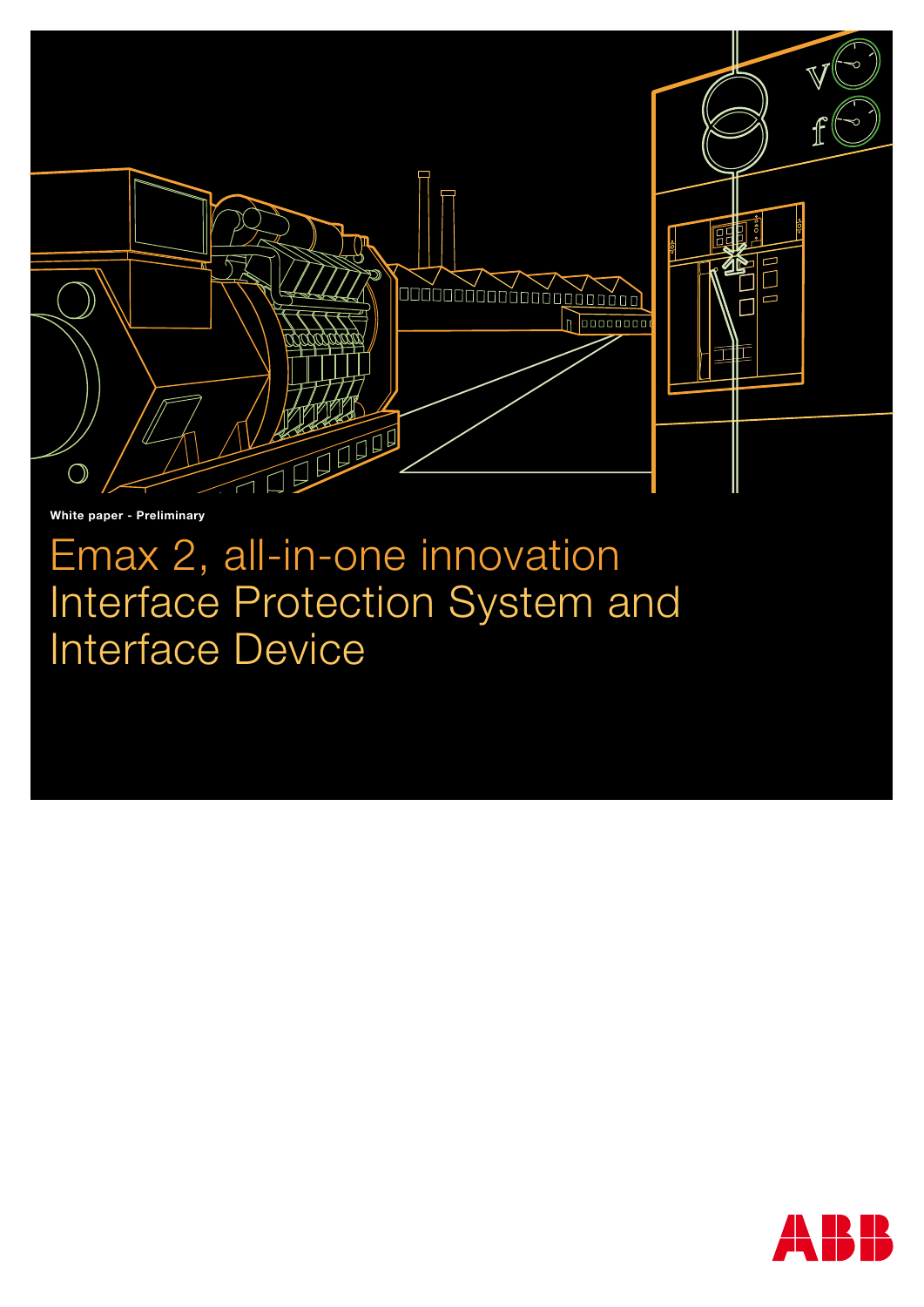**White paper - Preliminary**

# Emax 2, all-in-one innovation Interface Protection System and Interface Device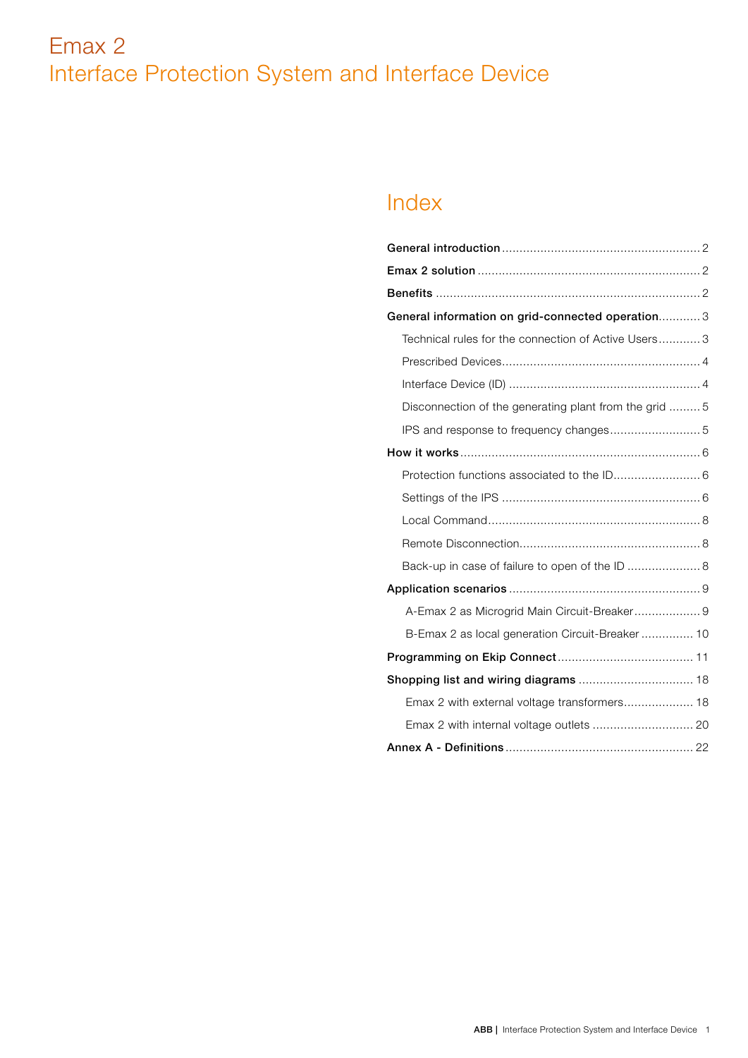# Emax 2
# Interface Protection System and Interface Device

## Index

**General introduction** ........................................................ 2

**Emax 2 solution** ................................................................ 2

**Benefits** ........................................................................... 2

**General information on grid-connected operation** ............ 3

- Technical rules for the connection of Active Users ............ 3
- Prescribed Devices ......................................................... 4
- Interface Device (ID) ...................................................... 4
- Disconnection of the generating plant from the grid ......... 5
- IPS and response to frequency changes .......................... 5

**How it works** ..................................................................... 6

- Protection functions associated to the ID ......................... 6
- Settings of the IPS ......................................................... 6
- Local Command ............................................................. 8
- Remote Disconnection .................................................... 8
- Back-up in case of failure to open of the ID ..................... 8

**Application scenarios** ....................................................... 9

- A-Emax 2 as Microgrid Main Circuit-Breaker ................... 9
- B-Emax 2 as local generation Circuit-Breaker ............... 10

**Programming on Ekip Connect** ....................................... 11

**Shopping list and wiring diagrams** ................................. 18

- Emax 2 with external voltage transformers .................... 18
- Emax 2 with internal voltage outlets ............................. 20

**Annex A - Definitions** ...................................................... 22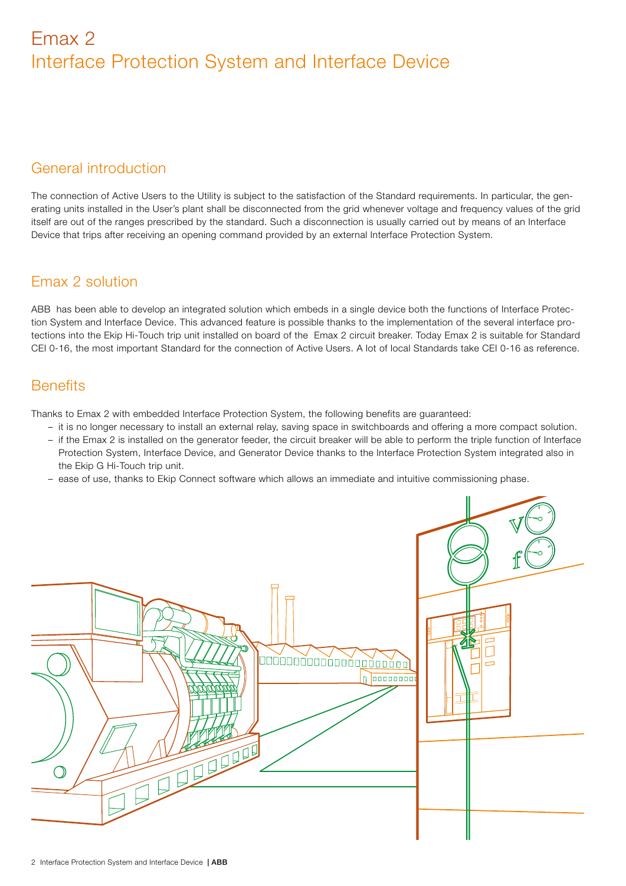# Emax 2
# Interface Protection System and Interface Device

## General introduction

The connection of Active Users to the Utility is subject to the satisfaction of the Standard requirements. In particular, the generating units installed in the User's plant shall be disconnected from the grid whenever voltage and frequency values of the grid itself are out of the ranges prescribed by the standard. Such a disconnection is usually carried out by means of an Interface Device that trips after receiving an opening command provided by an external Interface Protection System.

## Emax 2 solution

ABB has been able to develop an integrated solution which embeds in a single device both the functions of Interface Protection System and Interface Device. This advanced feature is possible thanks to the implementation of the several interface protections into the Ekip Hi-Touch trip unit installed on board of the Emax 2 circuit breaker. Today Emax 2 is suitable for Standard CEI 0-16, the most important Standard for the connection of Active Users. A lot of local Standards take CEI 0-16 as reference.

## Benefits

Thanks to Emax 2 with embedded Interface Protection System, the following benefits are guaranteed:

- it is no longer necessary to install an external relay, saving space in switchboards and offering a more compact solution.
- if the Emax 2 is installed on the generator feeder, the circuit breaker will be able to perform the triple function of Interface Protection System, Interface Device, and Generator Device thanks to the Interface Protection System integrated also in the Ekip G Hi-Touch trip unit.
- ease of use, thanks to Ekip Connect software which allows an immediate and intuitive commissioning phase.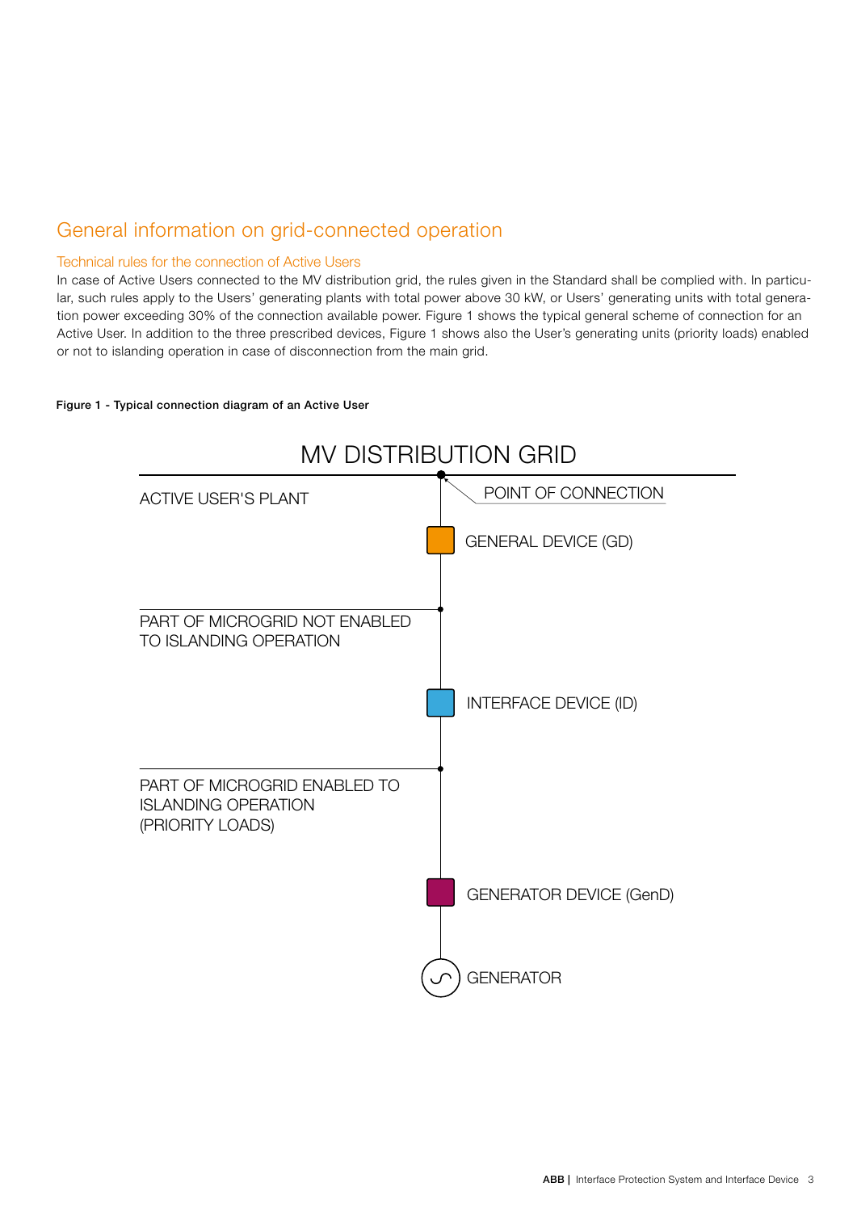## General information on grid-connected operation

### Technical rules for the connection of Active Users

In case of Active Users connected to the MV distribution grid, the rules given in the Standard shall be complied with. In particular, such rules apply to the Users' generating plants with total power above 30 kW, or Users' generating units with total generation power exceeding 30% of the connection available power. Figure 1 shows the typical general scheme of connection for an Active User. In addition to the three prescribed devices, Figure 1 shows also the User's generating units (priority loads) enabled or not to islanding operation in case of disconnection from the main grid.

**Figure 1 - Typical connection diagram of an Active User**

MV DISTRIBUTION GRID

ACTIVE USER'S PLANT

POINT OF CONNECTION

GENERAL DEVICE (GD)

PART OF MICROGRID NOT ENABLED TO ISLANDING OPERATION

INTERFACE DEVICE (ID)

PART OF MICROGRID ENABLED TO ISLANDING OPERATION (PRIORITY LOADS)

GENERATOR DEVICE (GenD)

GENERATOR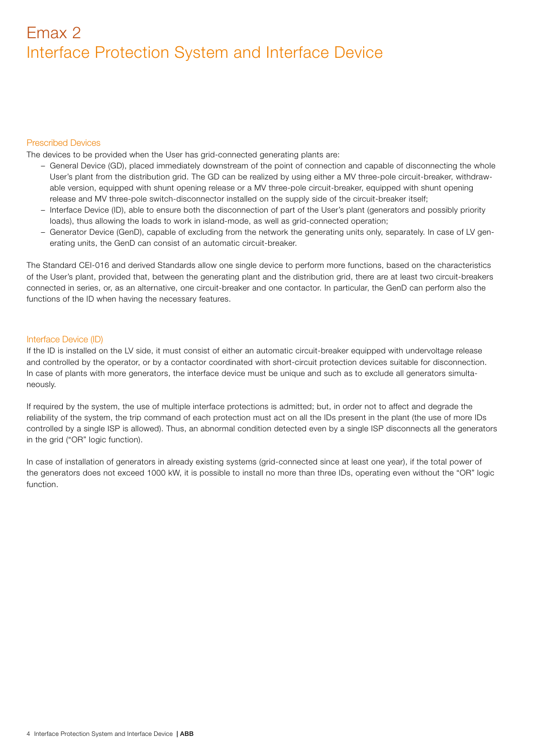# Emax 2
## Interface Protection System and Interface Device

### Prescribed Devices

The devices to be provided when the User has grid-connected generating plants are:

- General Device (GD), placed immediately downstream of the point of connection and capable of disconnecting the whole User's plant from the distribution grid. The GD can be realized by using either a MV three-pole circuit-breaker, withdrawable version, equipped with shunt opening release or a MV three-pole circuit-breaker, equipped with shunt opening release and MV three-pole switch-disconnector installed on the supply side of the circuit-breaker itself;
- Interface Device (ID), able to ensure both the disconnection of part of the User's plant (generators and possibly priority loads), thus allowing the loads to work in island-mode, as well as grid-connected operation;
- Generator Device (GenD), capable of excluding from the network the generating units only, separately. In case of LV generating units, the GenD can consist of an automatic circuit-breaker.

The Standard CEI-016 and derived Standards allow one single device to perform more functions, based on the characteristics of the User's plant, provided that, between the generating plant and the distribution grid, there are at least two circuit-breakers connected in series, or, as an alternative, one circuit-breaker and one contactor. In particular, the GenD can perform also the functions of the ID when having the necessary features.

### Interface Device (ID)

If the ID is installed on the LV side, it must consist of either an automatic circuit-breaker equipped with undervoltage release and controlled by the operator, or by a contactor coordinated with short-circuit protection devices suitable for disconnection. In case of plants with more generators, the interface device must be unique and such as to exclude all generators simultaneously.

If required by the system, the use of multiple interface protections is admitted; but, in order not to affect and degrade the reliability of the system, the trip command of each protection must act on all the IDs present in the plant (the use of more IDs controlled by a single ISP is allowed). Thus, an abnormal condition detected even by a single ISP disconnects all the generators in the grid ("OR" logic function).

In case of installation of generators in already existing systems (grid-connected since at least one year), if the total power of the generators does not exceed 1000 kW, it is possible to install no more than three IDs, operating even without the "OR" logic function.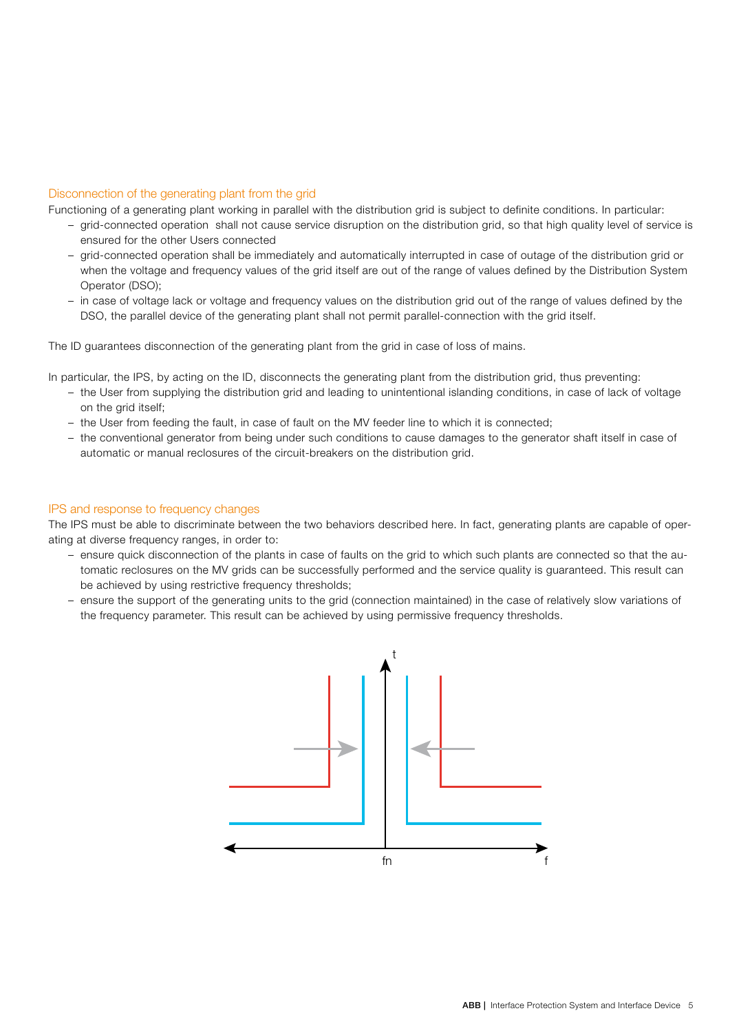## Disconnection of the generating plant from the grid

Functioning of a generating plant working in parallel with the distribution grid is subject to definite conditions. In particular:

- grid-connected operation shall not cause service disruption on the distribution grid, so that high quality level of service is ensured for the other Users connected
- grid-connected operation shall be immediately and automatically interrupted in case of outage of the distribution grid or when the voltage and frequency values of the grid itself are out of the range of values defined by the Distribution System Operator (DSO);
- in case of voltage lack or voltage and frequency values on the distribution grid out of the range of values defined by the DSO, the parallel device of the generating plant shall not permit parallel-connection with the grid itself.

The ID guarantees disconnection of the generating plant from the grid in case of loss of mains.

In particular, the IPS, by acting on the ID, disconnects the generating plant from the distribution grid, thus preventing:

- the User from supplying the distribution grid and leading to unintentional islanding conditions, in case of lack of voltage on the grid itself;
- the User from feeding the fault, in case of fault on the MV feeder line to which it is connected;
- the conventional generator from being under such conditions to cause damages to the generator shaft itself in case of automatic or manual reclosures of the circuit-breakers on the distribution grid.

## IPS and response to frequency changes

The IPS must be able to discriminate between the two behaviors described here. In fact, generating plants are capable of operating at diverse frequency ranges, in order to:

- ensure quick disconnection of the plants in case of faults on the grid to which such plants are connected so that the automatic reclosures on the MV grids can be successfully performed and the service quality is guaranteed. This result can be achieved by using restrictive frequency thresholds;
- ensure the support of the generating units to the grid (connection maintained) in the case of relatively slow variations of the frequency parameter. This result can be achieved by using permissive frequency thresholds.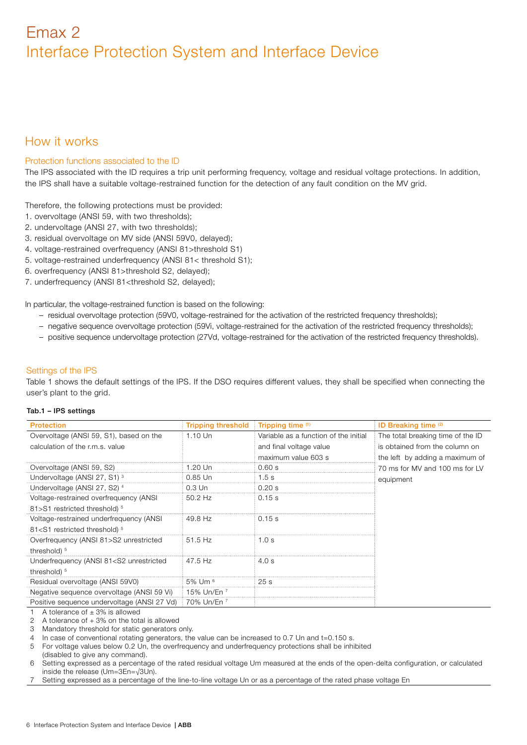# Emax 2
# Interface Protection System and Interface Device

## How it works

### Protection functions associated to the ID

The IPS associated with the ID requires a trip unit performing frequency, voltage and residual voltage protections. In addition, the IPS shall have a suitable voltage-restrained function for the detection of any fault condition on the MV grid.

Therefore, the following protections must be provided:

1. overvoltage (ANSI 59, with two thresholds);
2. undervoltage (ANSI 27, with two thresholds);
3. residual overvoltage on MV side (ANSI 59V0, delayed);
4. voltage-restrained overfrequency (ANSI 81>threshold S1)
5. voltage-restrained underfrequency (ANSI 81< threshold S1);
6. overfrequency (ANSI 81>threshold S2, delayed);
7. underfrequency (ANSI 81<threshold S2, delayed);

In particular, the voltage-restrained function is based on the following:

- residual overvoltage protection (59V0, voltage-restrained for the activation of the restricted frequency thresholds);
- negative sequence overvoltage protection (59Vi, voltage-restrained for the activation of the restricted frequency thresholds);
- positive sequence undervoltage protection (27Vd, voltage-restrained for the activation of the restricted frequency thresholds).

### Settings of the IPS

Table 1 shows the default settings of the IPS. If the DSO requires different values, they shall be specified when connecting the user's plant to the grid.

**Tab.1 – IPS settings**

| Protection | Tripping threshold | Tripping time [1] | ID Breaking time [2] |
|---|---|---|---|
| Overvoltage (ANSI 59, S1), based on the calculation of the r.m.s. value | 1.10 Un | Variable as a function of the initial and final voltage value maximum value 603 s | The total breaking time of the ID is obtained from the column on the left by adding a maximum of 70 ms for MV and 100 ms for LV equipment |
| Overvoltage (ANSI 59, S2) | 1.20 Un | 0.60 s | |
| Undervoltage (ANSI 27, S1) [3] | 0.85 Un | 1.5 s | |
| Undervoltage (ANSI 27, S2) [4] | 0.3 Un | 0.20 s | |
| Voltage-restrained overfrequency (ANSI 81>S1 restricted threshold) [5] | 50.2 Hz | 0.15 s | |
| Voltage-restrained underfrequency (ANSI 81<S1 restricted threshold) [5] | 49.8 Hz | 0.15 s | |
| Overfrequency (ANSI 81>S2 unrestricted threshold) [5] | 51.5 Hz | 1.0 s | |
| Underfrequency (ANSI 81<S2 unrestricted threshold) [5] | 47.5 Hz | 4.0 s | |
| Residual overvoltage (ANSI 59V0) | 5% Um [6] | 25 s | |
| Negative sequence overvoltage (ANSI 59 Vi) | 15% Un/En [7] | | |
| Positive sequence undervoltage (ANSI 27 Vd) | 70% Un/En [7] | | |

1 A tolerance of ± 3% is allowed
2 A tolerance of + 3% on the total is allowed
3 Mandatory threshold for static generators only.
4 In case of conventional rotating generators, the value can be increased to 0.7 Un and t=0.150 s.
5 For voltage values below 0.2 Un, the overfrequency and underfrequency protections shall be inhibited (disabled to give any command).
6 Setting expressed as a percentage of the rated residual voltage Um measured at the ends of the open-delta configuration, or calculated inside the release ($Um=3En=\sqrt{3}Un$).
7 Setting expressed as a percentage of the line-to-line voltage Un or as a percentage of the rated phase voltage En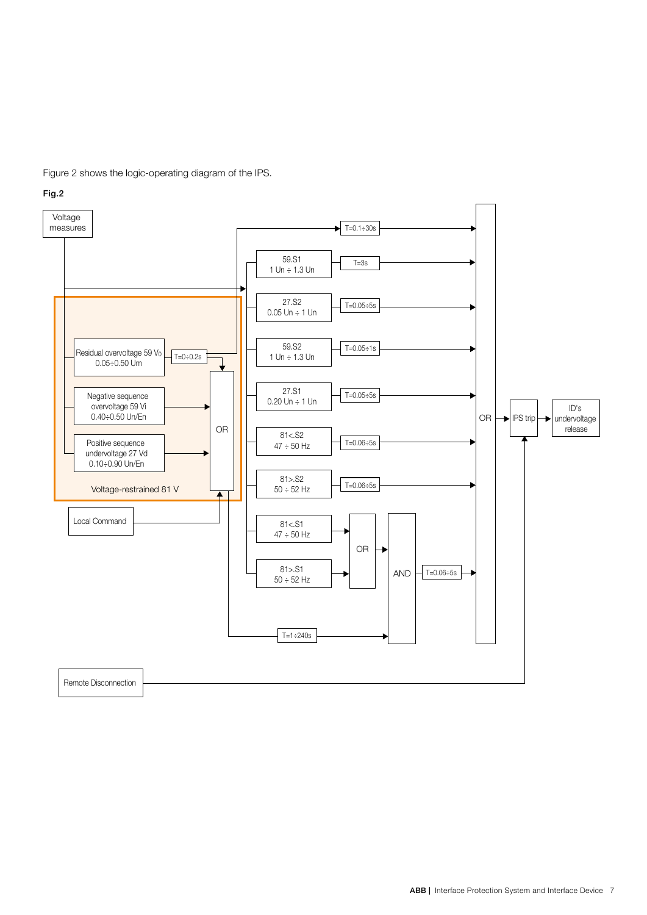Figure 2 shows the logic-operating diagram of the IPS.

**Fig.2**

Voltage measures

59.S1
1 Un ÷ 1.3 Un

27.S2
0.05 Un ÷ 1 Un

59.S2
1 Un ÷ 1.3 Un

27.S1
0.20 Un ÷ 1 Un

81<.S2
47 ÷ 50 Hz

81>.S2
50 ÷ 52 Hz

81<.S1
47 ÷ 50 Hz

81>.S1
50 ÷ 52 Hz

T=0.1÷30s

T=3s

T=0.05÷5s

T=0.05÷1s

T=0.05÷5s

T=0.06÷5s

T=0.06÷5s

T=0.06÷5s

T=1÷240s

Residual overvoltage 59 $V_0$
0.05÷0.50 Um

T=0÷0.2s

Negative sequence overvoltage 59 Vi
0.40÷0.50 Un/En

Positive sequence undervoltage 27 Vd
0.10÷0.90 Un/En

Voltage-restrained 81 V

OR

Local Command

OR

AND

OR

IPS trip

ID's undervoltage release

Remote Disconnection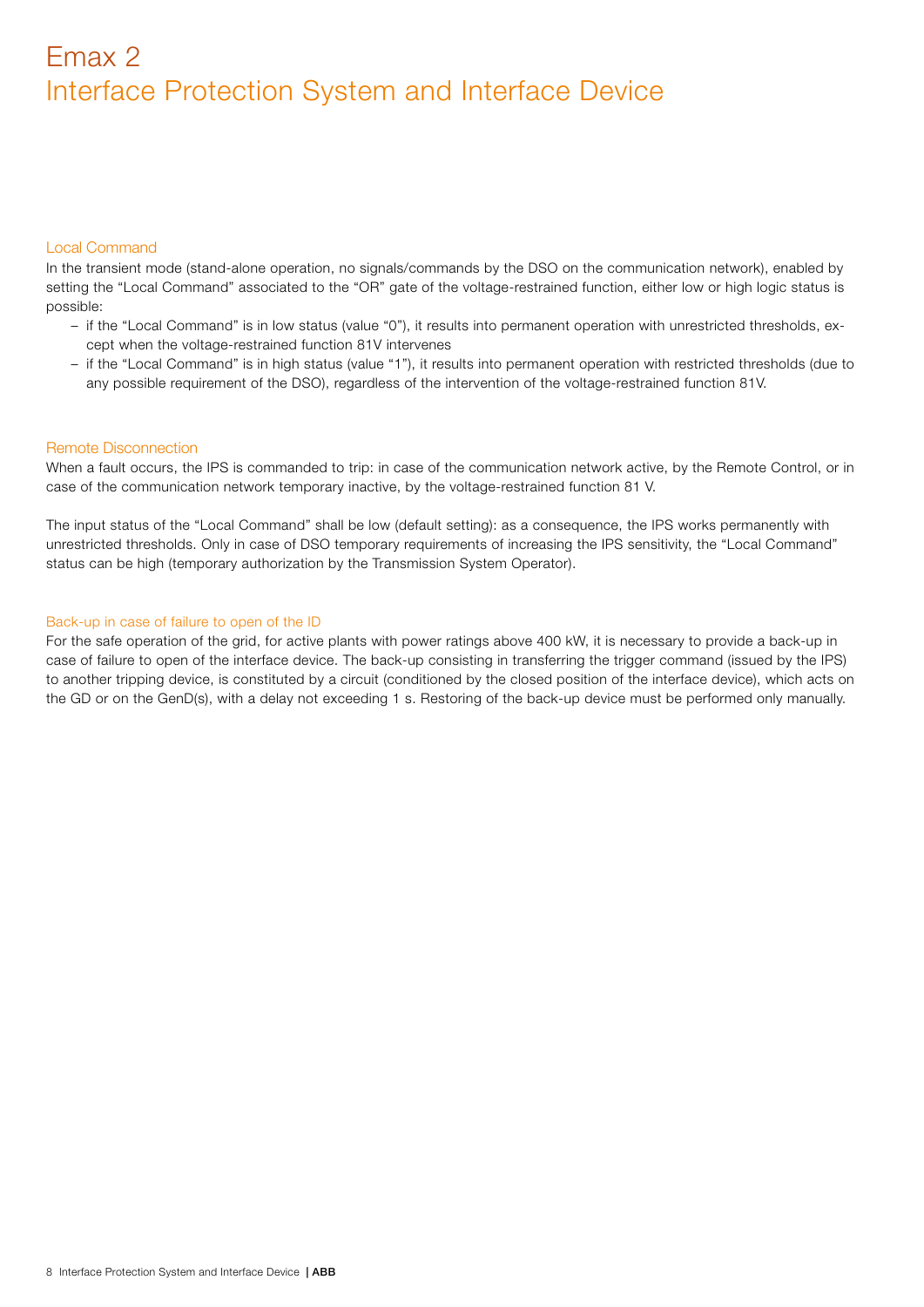# Emax 2
## Interface Protection System and Interface Device

### Local Command

In the transient mode (stand-alone operation, no signals/commands by the DSO on the communication network), enabled by setting the "Local Command" associated to the "OR" gate of the voltage-restrained function, either low or high logic status is possible:

- if the "Local Command" is in low status (value "0"), it results into permanent operation with unrestricted thresholds, except when the voltage-restrained function 81V intervenes
- if the "Local Command" is in high status (value "1"), it results into permanent operation with restricted thresholds (due to any possible requirement of the DSO), regardless of the intervention of the voltage-restrained function 81V.

### Remote Disconnection

When a fault occurs, the IPS is commanded to trip: in case of the communication network active, by the Remote Control, or in case of the communication network temporary inactive, by the voltage-restrained function 81 V.

The input status of the "Local Command" shall be low (default setting): as a consequence, the IPS works permanently with unrestricted thresholds. Only in case of DSO temporary requirements of increasing the IPS sensitivity, the "Local Command" status can be high (temporary authorization by the Transmission System Operator).

### Back-up in case of failure to open of the ID

For the safe operation of the grid, for active plants with power ratings above 400 kW, it is necessary to provide a back-up in case of failure to open of the interface device. The back-up consisting in transferring the trigger command (issued by the IPS) to another tripping device, is constituted by a circuit (conditioned by the closed position of the interface device), which acts on the GD or on the GenD(s), with a delay not exceeding 1 s. Restoring of the back-up device must be performed only manually.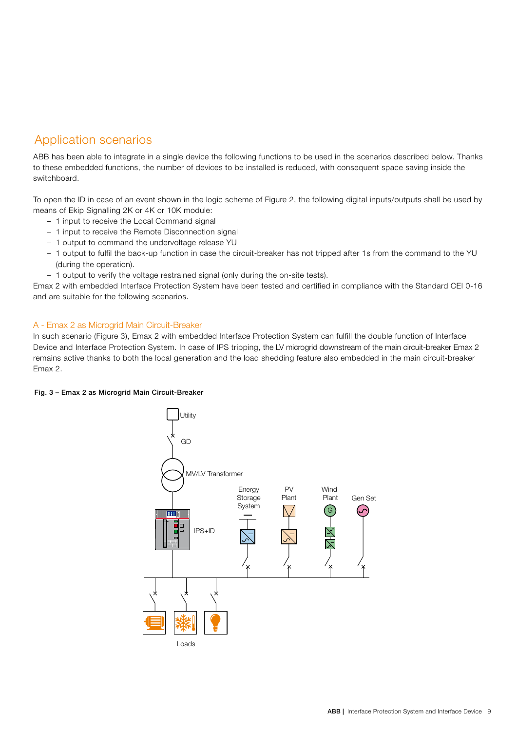## Application scenarios

ABB has been able to integrate in a single device the following functions to be used in the scenarios described below. Thanks to these embedded functions, the number of devices to be installed is reduced, with consequent space saving inside the switchboard.

To open the ID in case of an event shown in the logic scheme of Figure 2, the following digital inputs/outputs shall be used by means of Ekip Signalling 2K or 4K or 10K module:

- 1 input to receive the Local Command signal
- 1 input to receive the Remote Disconnection signal
- 1 output to command the undervoltage release YU
- 1 output to fulfil the back-up function in case the circuit-breaker has not tripped after 1s from the command to the YU (during the operation).
- 1 output to verify the voltage restrained signal (only during the on-site tests).

Emax 2 with embedded Interface Protection System have been tested and certified in compliance with the Standard CEI 0-16 and are suitable for the following scenarios.

### A - Emax 2 as Microgrid Main Circuit-Breaker

In such scenario (Figure 3), Emax 2 with embedded Interface Protection System can fulfill the double function of Interface Device and Interface Protection System. In case of IPS tripping, the LV microgrid downstream of the main circuit-breaker Emax 2 remains active thanks to both the local generation and the load shedding feature also embedded in the main circuit-breaker Emax 2.

**Fig. 3 – Emax 2 as Microgrid Main Circuit-Breaker**

Utility

GD

MV/LV Transformer

IPS+ID

Energy Storage System

PV Plant

Wind Plant

Gen Set

Loads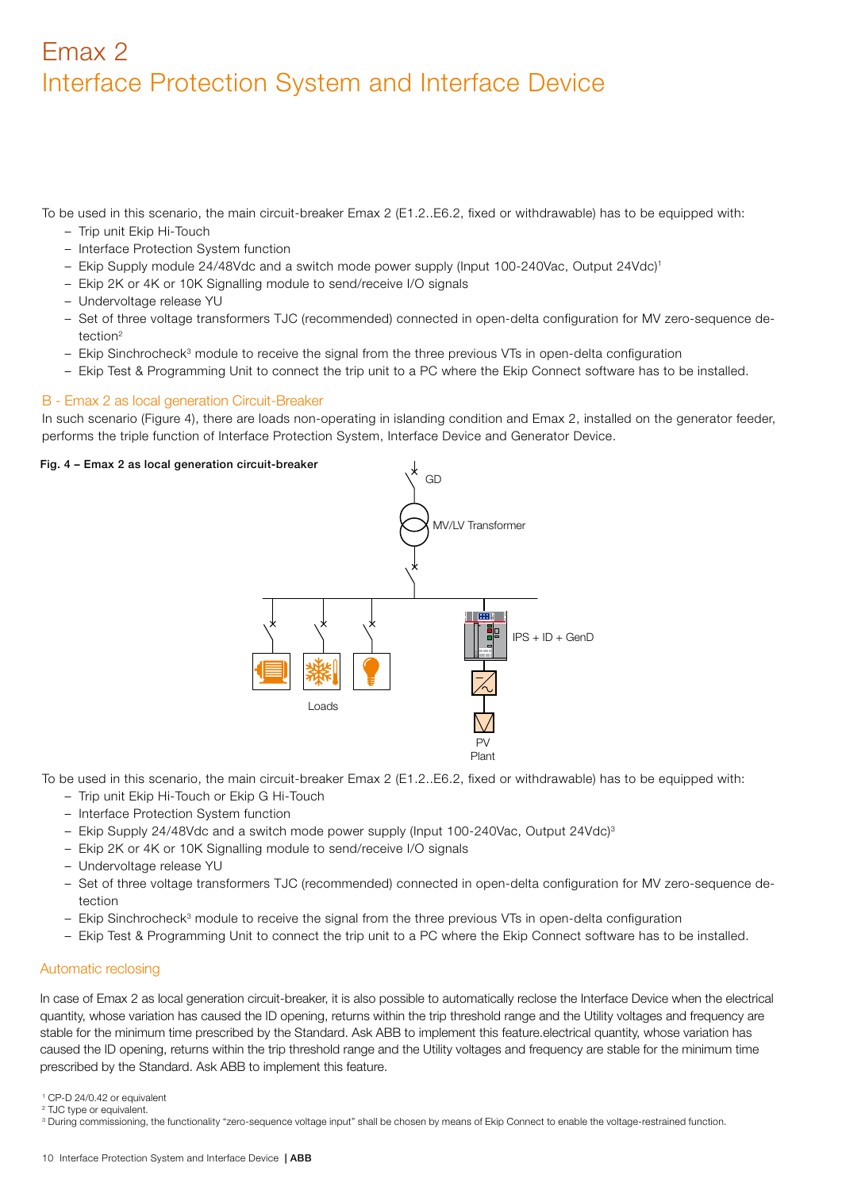# Emax 2
## Interface Protection System and Interface Device

To be used in this scenario, the main circuit-breaker Emax 2 (E1.2..E6.2, fixed or withdrawable) has to be equipped with:

- Trip unit Ekip Hi-Touch
- Interface Protection System function
- Ekip Supply module 24/48Vdc and a switch mode power supply (Input 100-240Vac, Output 24Vdc)[1]
- Ekip 2K or 4K or 10K Signalling module to send/receive I/O signals
- Undervoltage release YU
- Set of three voltage transformers TJC (recommended) connected in open-delta configuration for MV zero-sequence detection[2]
- Ekip Sinchrocheck[3] module to receive the signal from the three previous VTs in open-delta configuration
- Ekip Test & Programming Unit to connect the trip unit to a PC where the Ekip Connect software has to be installed.

### B - Emax 2 as local generation Circuit-Breaker

In such scenario (Figure 4), there are loads non-operating in islanding condition and Emax 2, installed on the generator feeder, performs the triple function of Interface Protection System, Interface Device and Generator Device.

**Fig. 4 – Emax 2 as local generation circuit-breaker**

GD

MV/LV Transformer

IPS + ID + GenD

Loads

PV Plant

To be used in this scenario, the main circuit-breaker Emax 2 (E1.2..E6.2, fixed or withdrawable) has to be equipped with:

- Trip unit Ekip Hi-Touch or Ekip G Hi-Touch
- Interface Protection System function
- Ekip Supply 24/48Vdc and a switch mode power supply (Input 100-240Vac, Output 24Vdc)[3]
- Ekip 2K or 4K or 10K Signalling module to send/receive I/O signals
- Undervoltage release YU
- Set of three voltage transformers TJC (recommended) connected in open-delta configuration for MV zero-sequence detection
- Ekip Sinchrocheck[3] module to receive the signal from the three previous VTs in open-delta configuration
- Ekip Test & Programming Unit to connect the trip unit to a PC where the Ekip Connect software has to be installed.

### Automatic reclosing

In case of Emax 2 as local generation circuit-breaker, it is also possible to automatically reclose the Interface Device when the electrical quantity, whose variation has caused the ID opening, returns within the trip threshold range and the Utility voltages and frequency are stable for the minimum time prescribed by the Standard. Ask ABB to implement this feature.electrical quantity, whose variation has caused the ID opening, returns within the trip threshold range and the Utility voltages and frequency are stable for the minimum time prescribed by the Standard. Ask ABB to implement this feature.

[1] CP-D 24/0.42 or equivalent
[2] TJC type or equivalent.
[3] During commissioning, the functionality "zero-sequence voltage input" shall be chosen by means of Ekip Connect to enable the voltage-restrained function.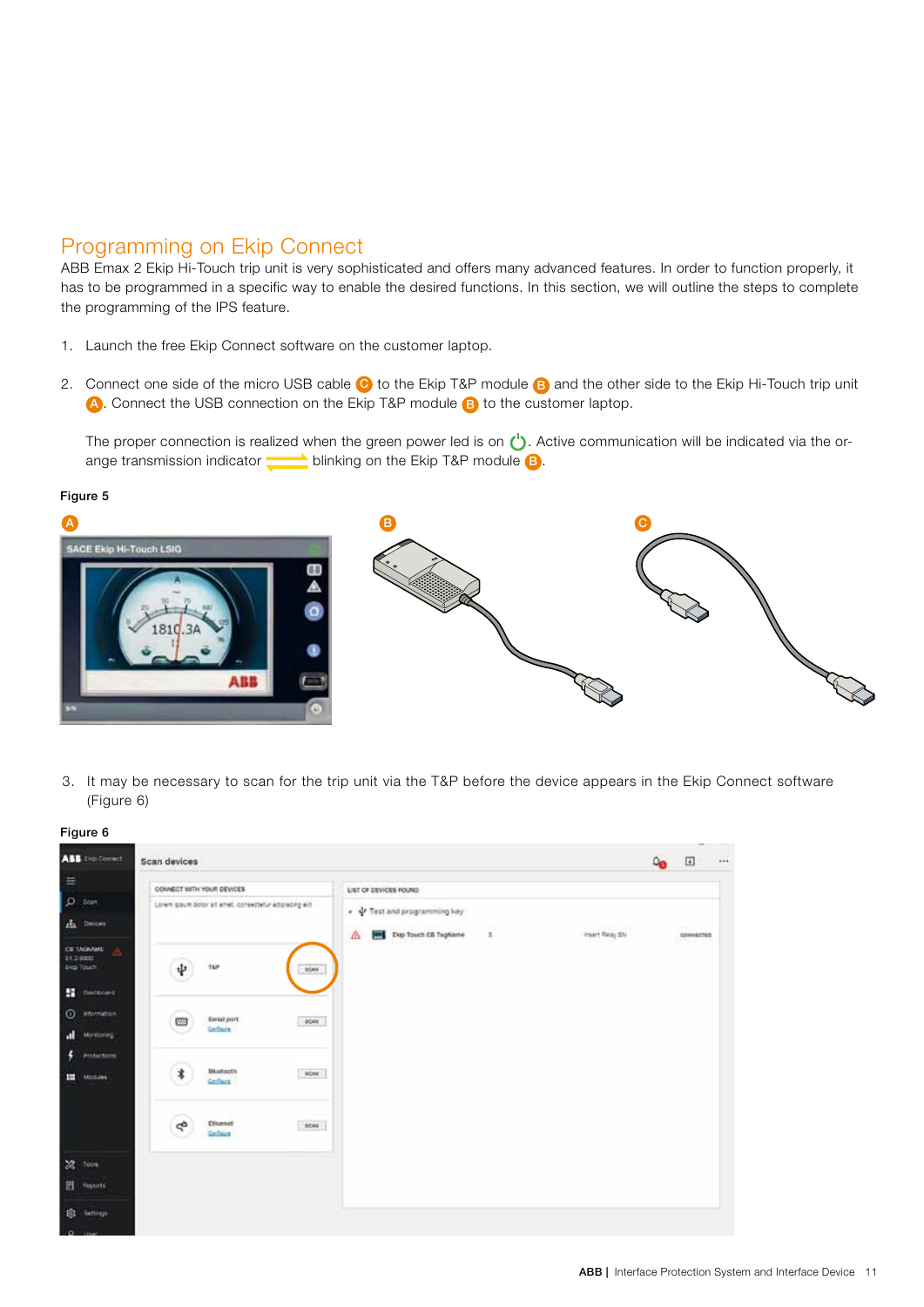## Programming on Ekip Connect

ABB Emax 2 Ekip Hi-Touch trip unit is very sophisticated and offers many advanced features. In order to function properly, it has to be programmed in a specific way to enable the desired functions. In this section, we will outline the steps to complete the programming of the IPS feature.

1. Launch the free Ekip Connect software on the customer laptop.

2. Connect one side of the micro USB cable C to the Ekip T&P module B and the other side to the Ekip Hi-Touch trip unit A. Connect the USB connection on the Ekip T&P module B to the customer laptop.

   The proper connection is realized when the green power led is on. Active communication will be indicated via the orange transmission indicator blinking on the Ekip T&P module B.

**Figure 5**

3. It may be necessary to scan for the trip unit via the T&P before the device appears in the Ekip Connect software (Figure 6)

**Figure 6**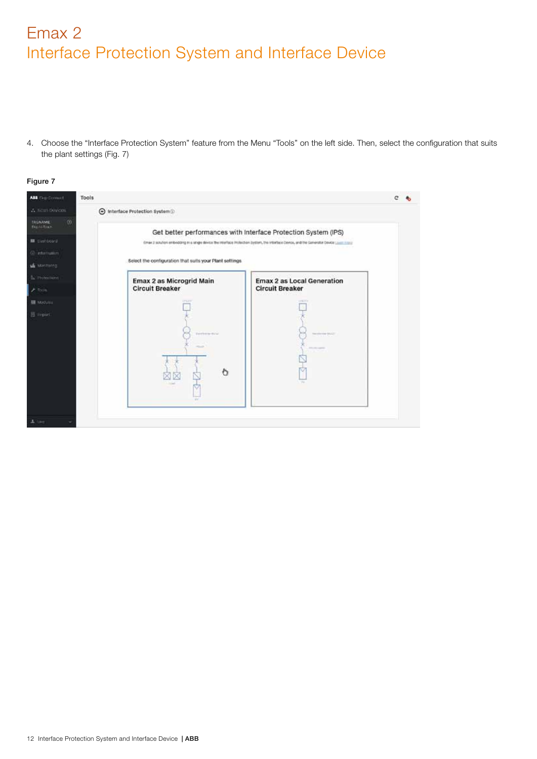# Emax 2

## Interface Protection System and Interface Device

4. Choose the "Interface Protection System" feature from the Menu "Tools" on the left side. Then, select the configuration that suits the plant settings (Fig. 7)

**Figure 7**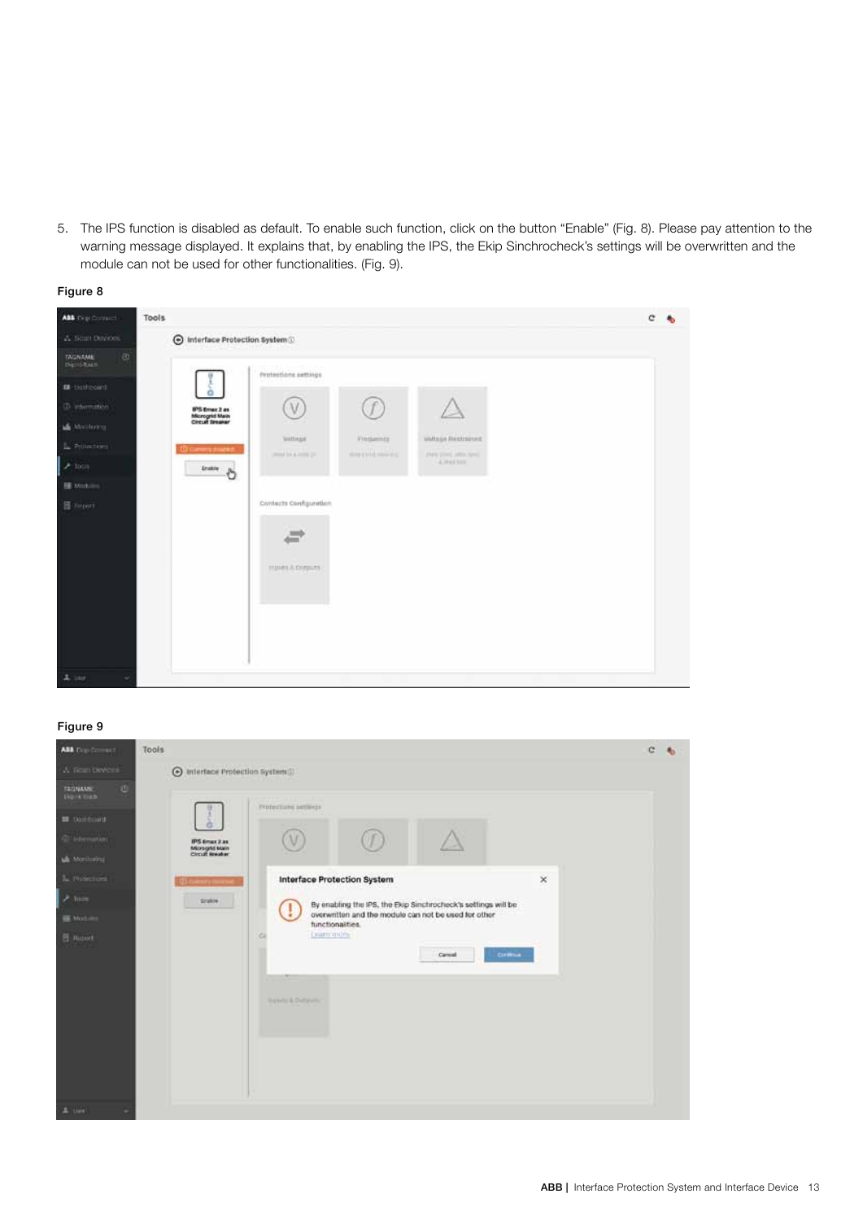5. The IPS function is disabled as default. To enable such function, click on the button "Enable" (Fig. 8). Please pay attention to the warning message displayed. It explains that, by enabling the IPS, the Ekip Sinchrocheck's settings will be overwritten and the module can not be used for other functionalities. (Fig. 9).

Figure 8

Figure 9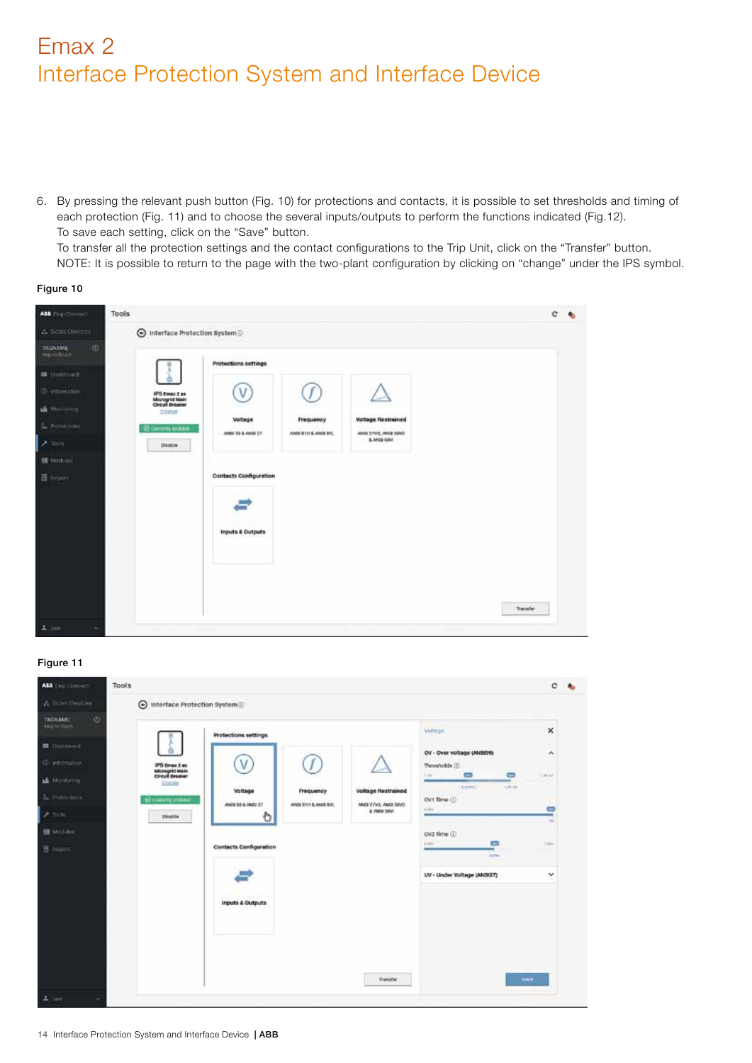# Emax 2
## Interface Protection System and Interface Device

6. By pressing the relevant push button (Fig. 10) for protections and contacts, it is possible to set thresholds and timing of each protection (Fig. 11) and to choose the several inputs/outputs to perform the functions indicated (Fig.12).
   To save each setting, click on the "Save" button.
   To transfer all the protection settings and the contact configurations to the Trip Unit, click on the "Transfer" button.
   NOTE: It is possible to return to the page with the two-plant configuration by clicking on "change" under the IPS symbol.

**Figure 10**

**Figure 11**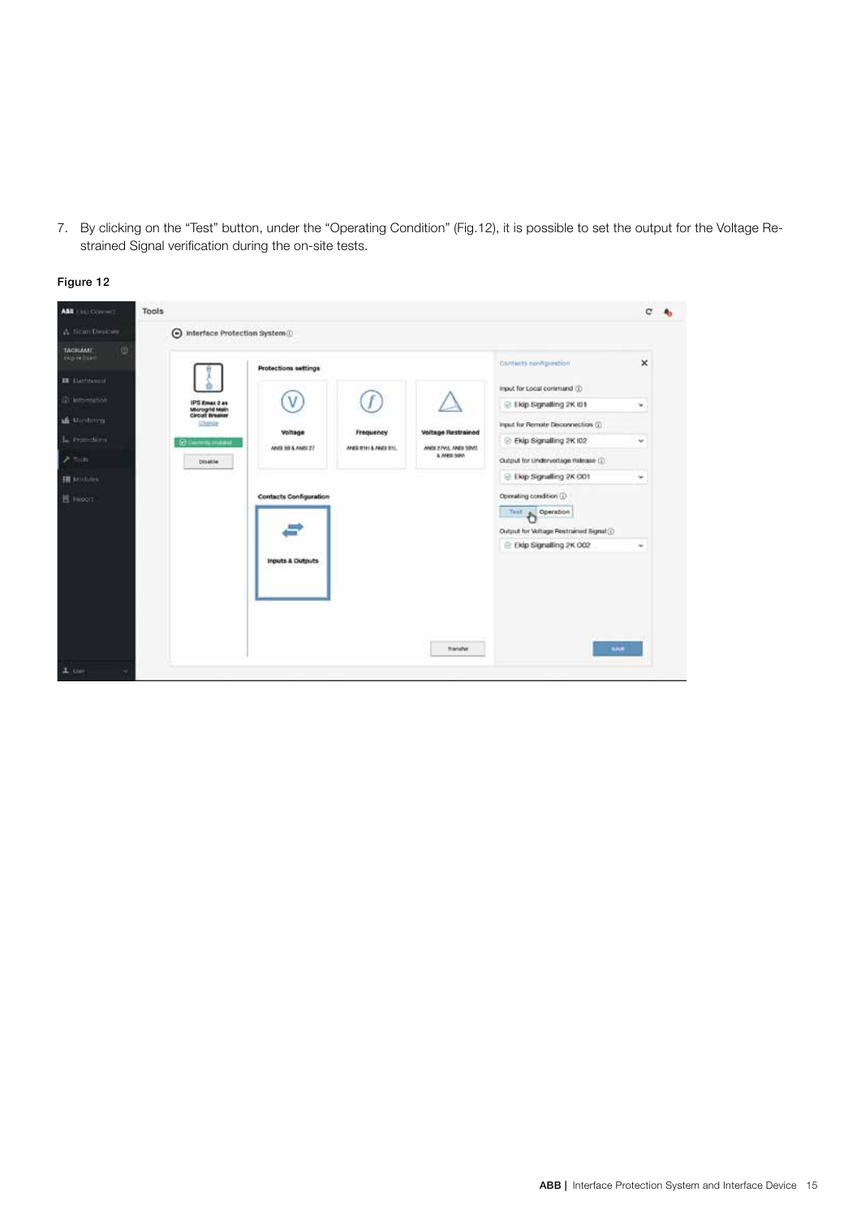7. By clicking on the “Test” button, under the “Operating Condition” (Fig.12), it is possible to set the output for the Voltage Restrained Signal verification during the on-site tests.

**Figure 12**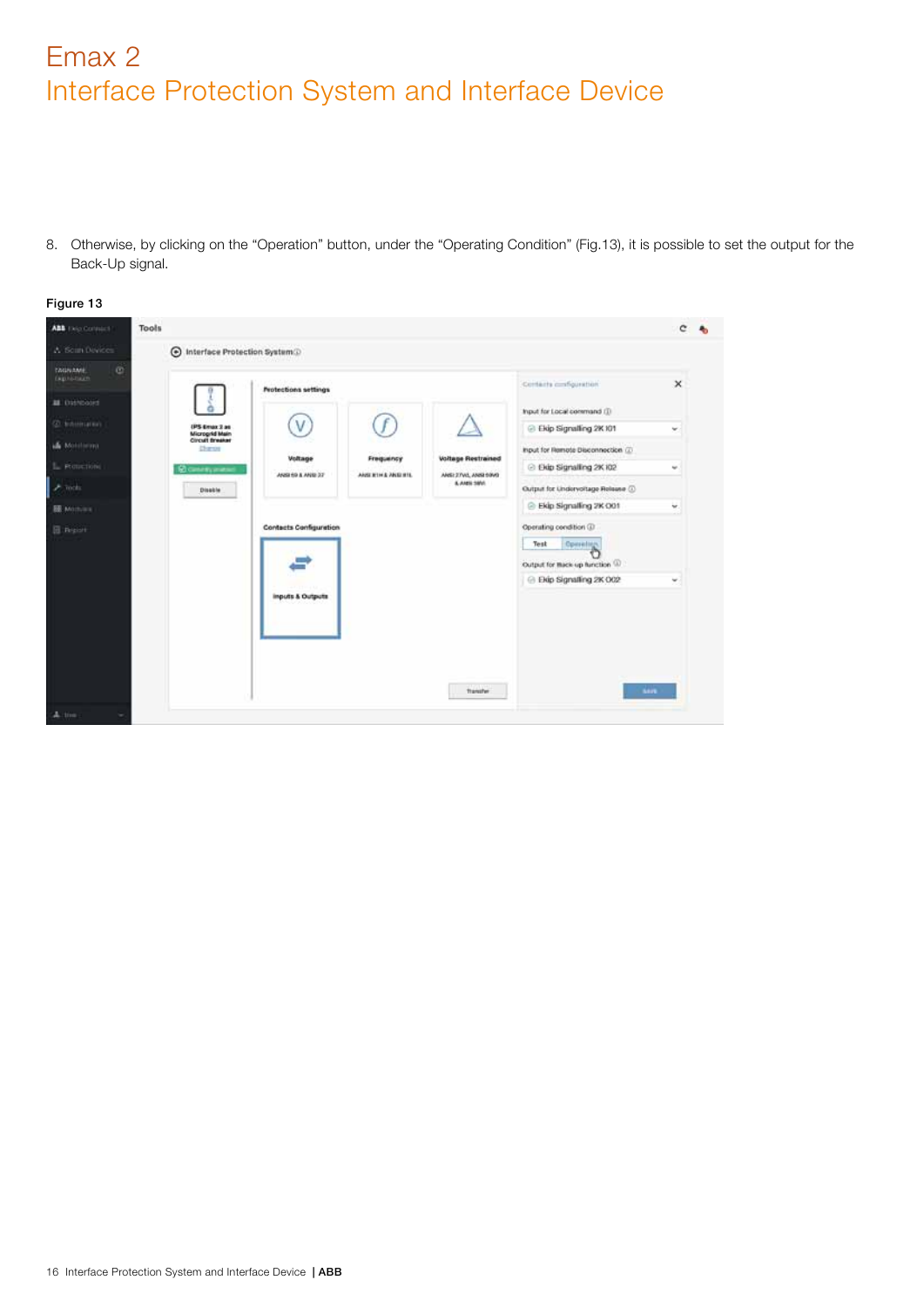# Emax 2
## Interface Protection System and Interface Device

8. Otherwise, by clicking on the “Operation” button, under the “Operating Condition” (Fig.13), it is possible to set the output for the Back-Up signal.

**Figure 13**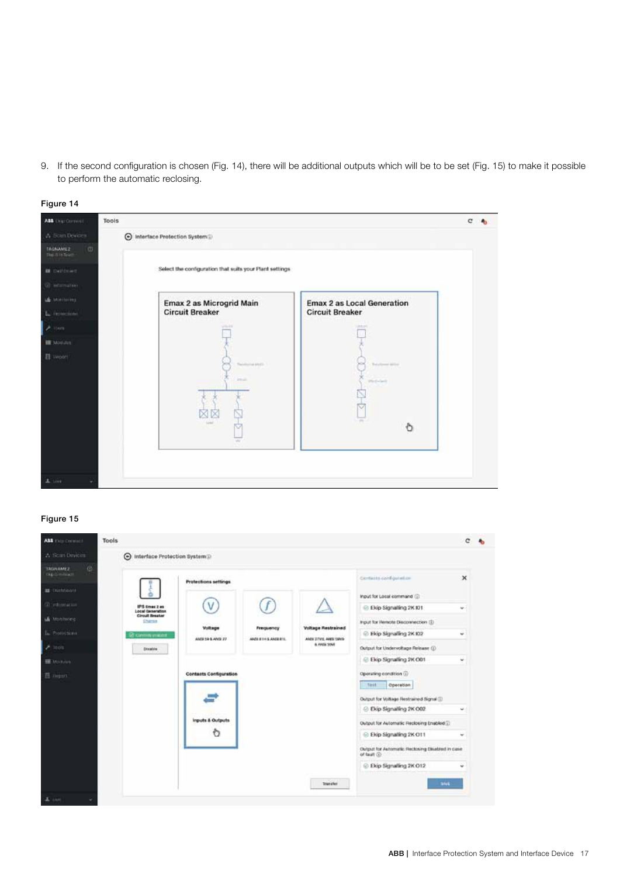9. If the second configuration is chosen (Fig. 14), there will be additional outputs which will be to be set (Fig. 15) to make it possible to perform the automatic reclosing.

Figure 14

Figure 15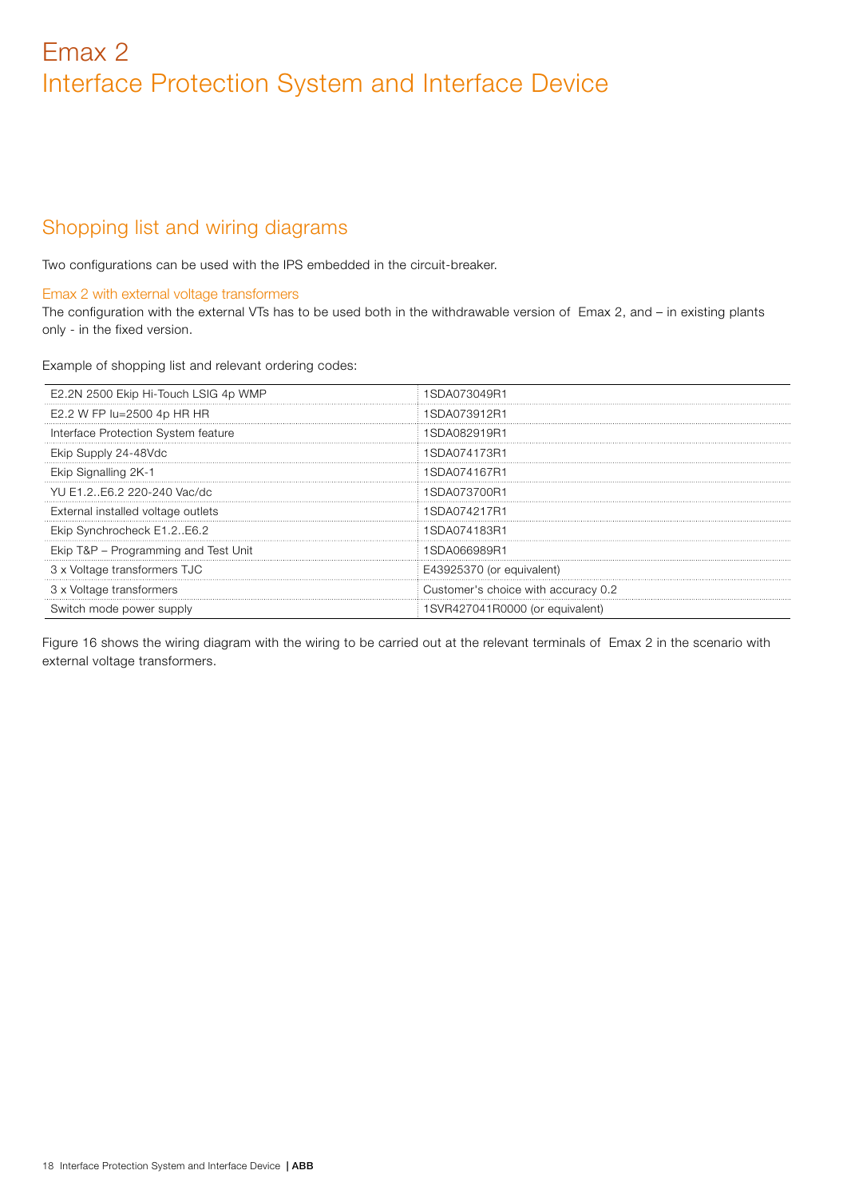# Emax 2
# Interface Protection System and Interface Device

## Shopping list and wiring diagrams

Two configurations can be used with the IPS embedded in the circuit-breaker.

### Emax 2 with external voltage transformers

The configuration with the external VTs has to be used both in the withdrawable version of Emax 2, and – in existing plants only - in the fixed version.

Example of shopping list and relevant ordering codes:

| | |
|---|---|
| E2.2N 2500 Ekip Hi-Touch LSIG 4p WMP | 1SDA073049R1 |
| E2.2 W FP Iu=2500 4p HR HR | 1SDA073912R1 |
| Interface Protection System feature | 1SDA082919R1 |
| Ekip Supply 24-48Vdc | 1SDA074173R1 |
| Ekip Signalling 2K-1 | 1SDA074167R1 |
| YU E1.2..E6.2 220-240 Vac/dc | 1SDA073700R1 |
| External installed voltage outlets | 1SDA074217R1 |
| Ekip Synchrocheck E1.2..E6.2 | 1SDA074183R1 |
| Ekip T&P – Programming and Test Unit | 1SDA066989R1 |
| 3 x Voltage transformers TJC | E43925370 (or equivalent) |
| 3 x Voltage transformers | Customer's choice with accuracy 0.2 |
| Switch mode power supply | 1SVR427041R0000 (or equivalent) |

Figure 16 shows the wiring diagram with the wiring to be carried out at the relevant terminals of Emax 2 in the scenario with external voltage transformers.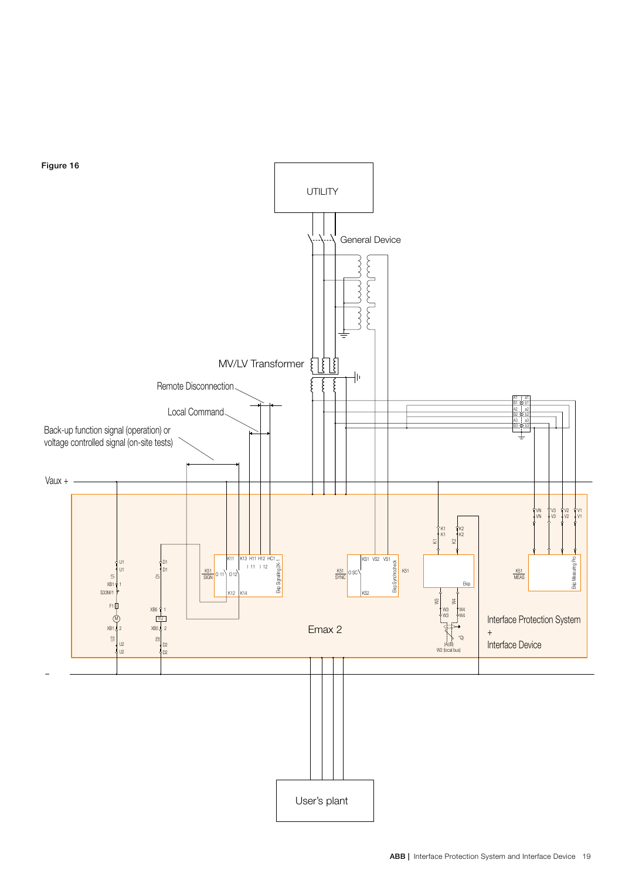**Figure 16**

UTILITY

General Device

MV/LV Transformer

Remote Disconnection

Local Command

Back-up function signal (operation) or voltage controlled signal (on-site tests)

Vaux +

–

Emax 2

Interface Protection System + Interface Device

User's plant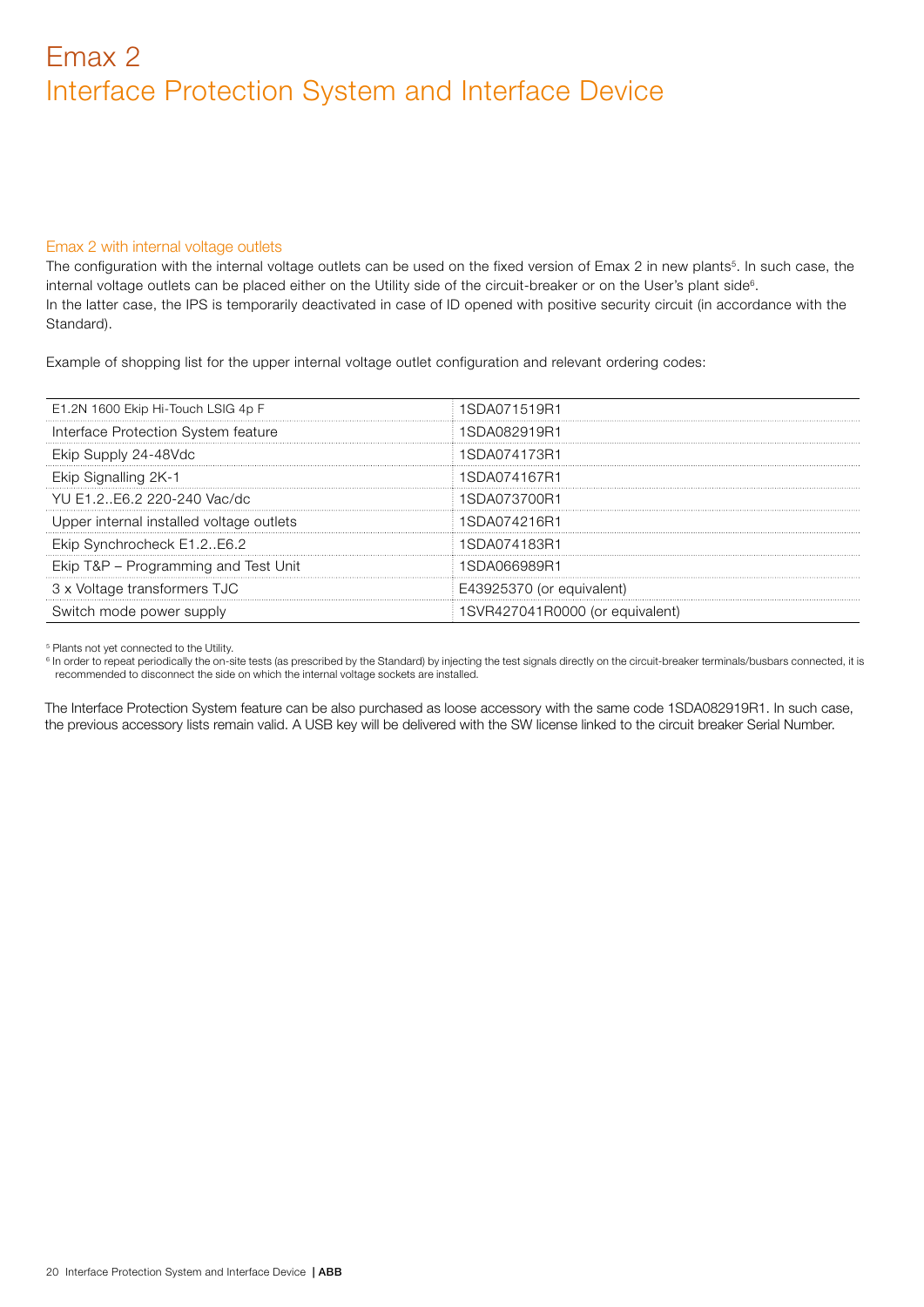# Emax 2
## Interface Protection System and Interface Device

### Emax 2 with internal voltage outlets

The configuration with the internal voltage outlets can be used on the fixed version of Emax 2 in new plants[5]. In such case, the internal voltage outlets can be placed either on the Utility side of the circuit-breaker or on the User's plant side[6].
In the latter case, the IPS is temporarily deactivated in case of ID opened with positive security circuit (in accordance with the Standard).

Example of shopping list for the upper internal voltage outlet configuration and relevant ordering codes:

| | |
|---|---|
| E1.2N 1600 Ekip Hi-Touch LSIG 4p F | 1SDA071519R1 |
| Interface Protection System feature | 1SDA082919R1 |
| Ekip Supply 24-48Vdc | 1SDA074173R1 |
| Ekip Signalling 2K-1 | 1SDA074167R1 |
| YU E1.2..E6.2 220-240 Vac/dc | 1SDA073700R1 |
| Upper internal installed voltage outlets | 1SDA074216R1 |
| Ekip Synchrocheck E1.2..E6.2 | 1SDA074183R1 |
| Ekip T&P – Programming and Test Unit | 1SDA066989R1 |
| 3 x Voltage transformers TJC | E43925370 (or equivalent) |
| Switch mode power supply | 1SVR427041R0000 (or equivalent) |

[5] Plants not yet connected to the Utility.
[6] In order to repeat periodically the on-site tests (as prescribed by the Standard) by injecting the test signals directly on the circuit-breaker terminals/busbars connected, it is recommended to disconnect the side on which the internal voltage sockets are installed.

The Interface Protection System feature can be also purchased as loose accessory with the same code 1SDA082919R1. In such case, the previous accessory lists remain valid. A USB key will be delivered with the SW license linked to the circuit breaker Serial Number.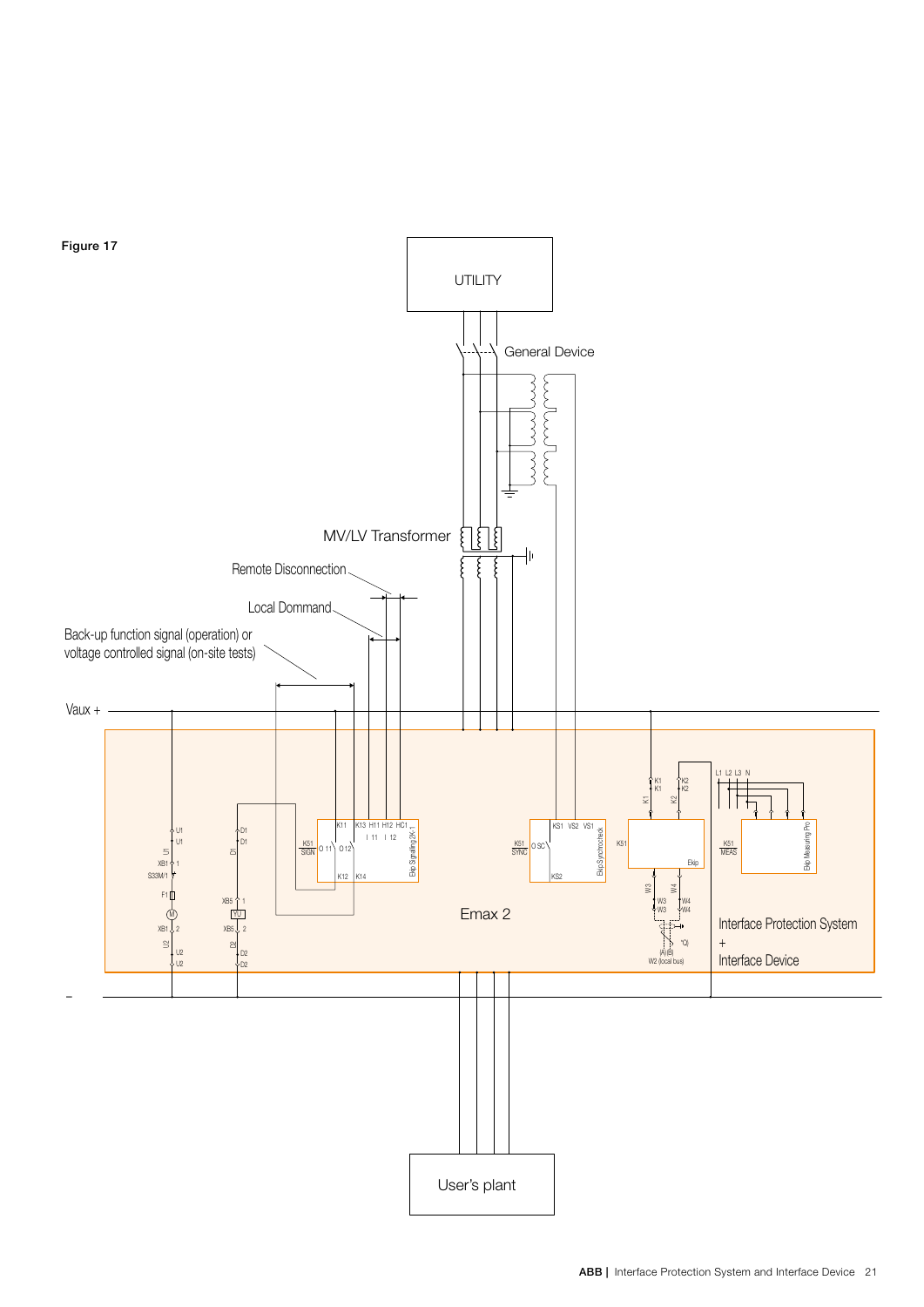Figure 17

UTILITY

General Device

MV/LV Transformer

Remote Disconnection

Local Dommand

Back-up function signal (operation) or voltage controlled signal (on-site tests)

Vaux +

Emax 2

Interface Protection System + Interface Device

User's plant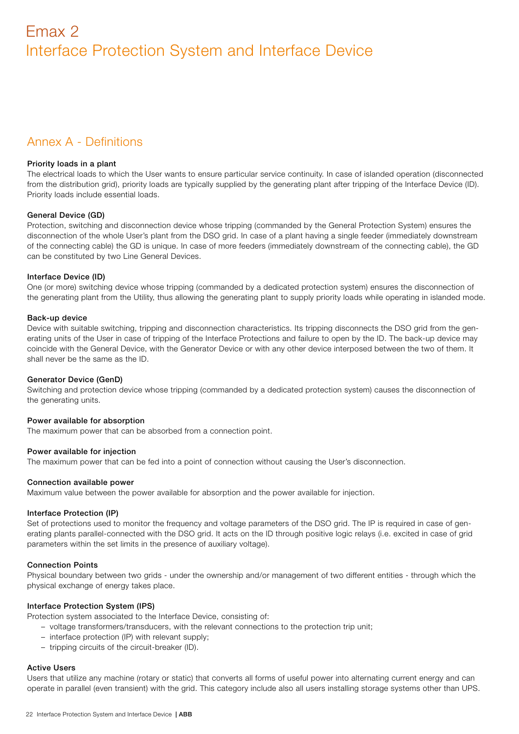# Emax 2
# Interface Protection System and Interface Device

## Annex A - Definitions

**Priority loads in a plant**

The electrical loads to which the User wants to ensure particular service continuity. In case of islanded operation (disconnected from the distribution grid), priority loads are typically supplied by the generating plant after tripping of the Interface Device (ID). Priority loads include essential loads.

**General Device (GD)**

Protection, switching and disconnection device whose tripping (commanded by the General Protection System) ensures the disconnection of the whole User's plant from the DSO grid. In case of a plant having a single feeder (immediately downstream of the connecting cable) the GD is unique. In case of more feeders (immediately downstream of the connecting cable), the GD can be constituted by two Line General Devices.

**Interface Device (ID)**

One (or more) switching device whose tripping (commanded by a dedicated protection system) ensures the disconnection of the generating plant from the Utility, thus allowing the generating plant to supply priority loads while operating in islanded mode.

**Back-up device**

Device with suitable switching, tripping and disconnection characteristics. Its tripping disconnects the DSO grid from the generating units of the User in case of tripping of the Interface Protections and failure to open by the ID. The back-up device may coincide with the General Device, with the Generator Device or with any other device interposed between the two of them. It shall never be the same as the ID.

**Generator Device (GenD)**

Switching and protection device whose tripping (commanded by a dedicated protection system) causes the disconnection of the generating units.

**Power available for absorption**

The maximum power that can be absorbed from a connection point.

**Power available for injection**

The maximum power that can be fed into a point of connection without causing the User's disconnection.

**Connection available power**

Maximum value between the power available for absorption and the power available for injection.

**Interface Protection (IP)**

Set of protections used to monitor the frequency and voltage parameters of the DSO grid. The IP is required in case of generating plants parallel-connected with the DSO grid. It acts on the ID through positive logic relays (i.e. excited in case of grid parameters within the set limits in the presence of auxiliary voltage).

**Connection Points**

Physical boundary between two grids - under the ownership and/or management of two different entities - through which the physical exchange of energy takes place.

**Interface Protection System (IPS)**

Protection system associated to the Interface Device, consisting of:

- voltage transformers/transducers, with the relevant connections to the protection trip unit;
- interface protection (IP) with relevant supply;
- tripping circuits of the circuit-breaker (ID).

**Active Users**

Users that utilize any machine (rotary or static) that converts all forms of useful power into alternating current energy and can operate in parallel (even transient) with the grid. This category include also all users installing storage systems other than UPS.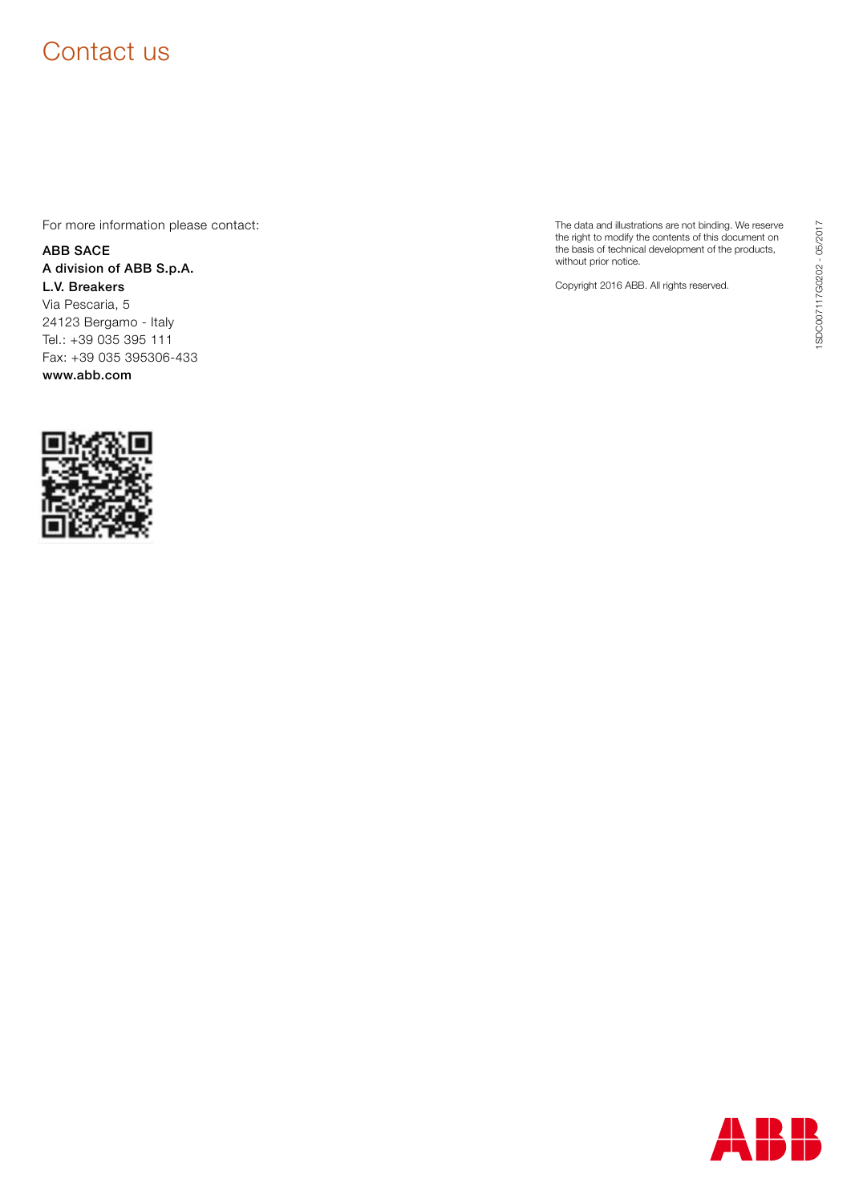# Contact us

For more information please contact:

**ABB SACE**
**A division of ABB S.p.A.**
**L.V. Breakers**
Via Pescaria, 5
24123 Bergamo - Italy
Tel.: +39 035 395 111
Fax: +39 035 395306-433
**www.abb.com**

The data and illustrations are not binding. We reserve the right to modify the contents of this document on the basis of technical development of the products, without prior notice.

Copyright 2016 ABB. All rights reserved.

1SDC007117G0202 - 05/2017